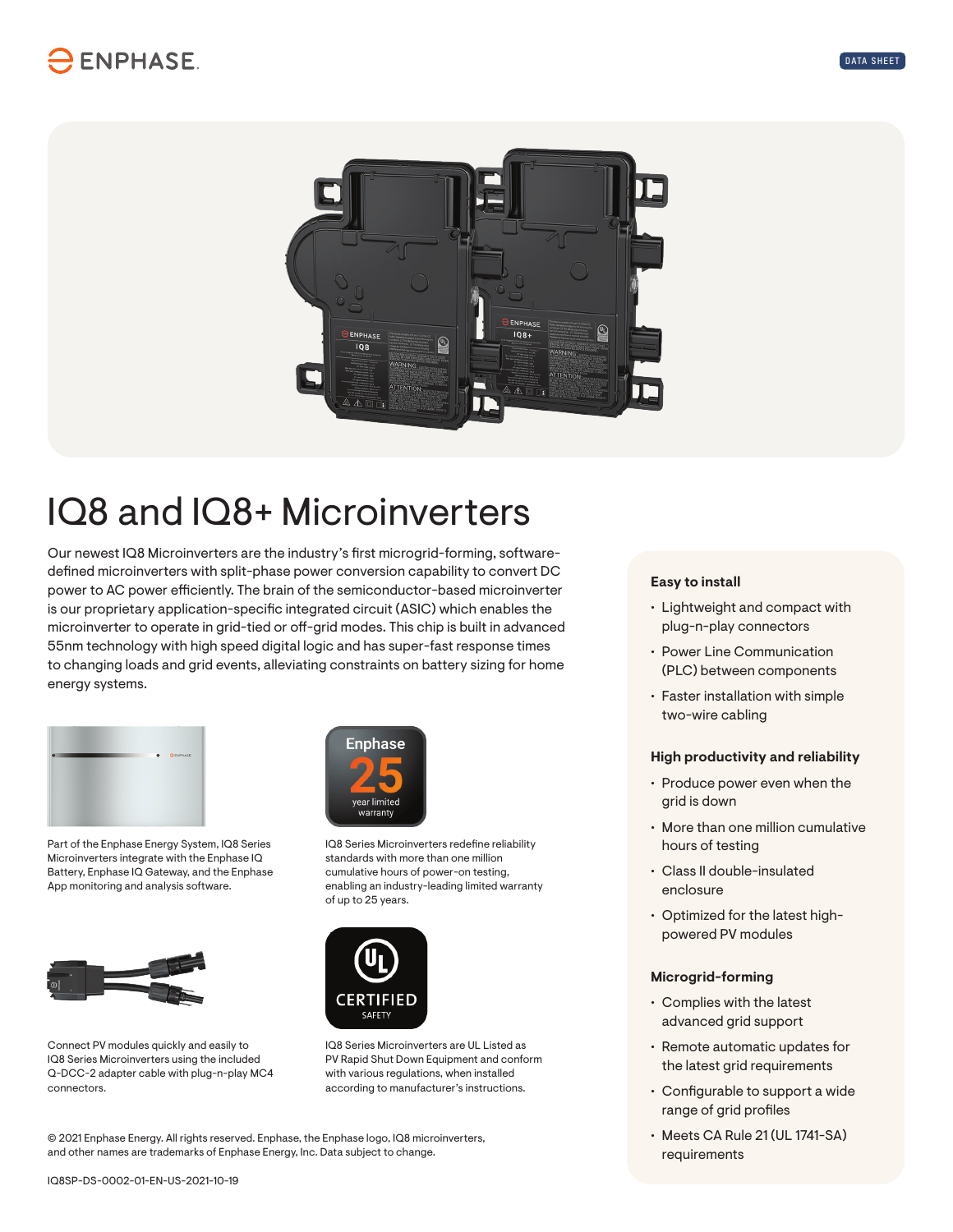# IQ8 and IQ8+ Microinverters

Our newest IQ8 Microinverters are the industry's first microgrid-forming, software-defined microinverters with split-phase power conversion capability to convert DC power to AC power efficiently. The brain of the semiconductor-based microinverter is our proprietary application-specific integrated circuit (ASIC) which enables the microinverter to operate in grid-tied or off-grid modes. This chip is built in advanced 55nm technology with high speed digital logic and has super-fast response times to changing loads and grid events, alleviating constraints on battery sizing for home energy systems.

Part of the Enphase Energy System, IQ8 Series Microinverters integrate with the Enphase IQ Battery, Enphase IQ Gateway, and the Enphase App monitoring and analysis software.

Enphase 25 year limited warranty

IQ8 Series Microinverters redefine reliability standards with more than one million cumulative hours of power-on testing, enabling an industry-leading limited warranty of up to 25 years.

Connect PV modules quickly and easily to IQ8 Series Microinverters using the included Q-DCC-2 adapter cable with plug-n-play MC4 connectors.

UL CERTIFIED SAFETY

IQ8 Series Microinverters are UL Listed as PV Rapid Shut Down Equipment and conform with various regulations, when installed according to manufacturer's instructions.

### Easy to install

- Lightweight and compact with plug-n-play connectors
- Power Line Communication (PLC) between components
- Faster installation with simple two-wire cabling

### High productivity and reliability

- Produce power even when the grid is down
- More than one million cumulative hours of testing
- Class II double-insulated enclosure
- Optimized for the latest high-powered PV modules

### Microgrid-forming

- Complies with the latest advanced grid support
- Remote automatic updates for the latest grid requirements
- Configurable to support a wide range of grid profiles
- Meets CA Rule 21 (UL 1741-SA) requirements

© 2021 Enphase Energy. All rights reserved. Enphase, the Enphase logo, IQ8 microinverters, and other names are trademarks of Enphase Energy, Inc. Data subject to change.

IQ8SP-DS-0002-01-EN-US-2021-10-19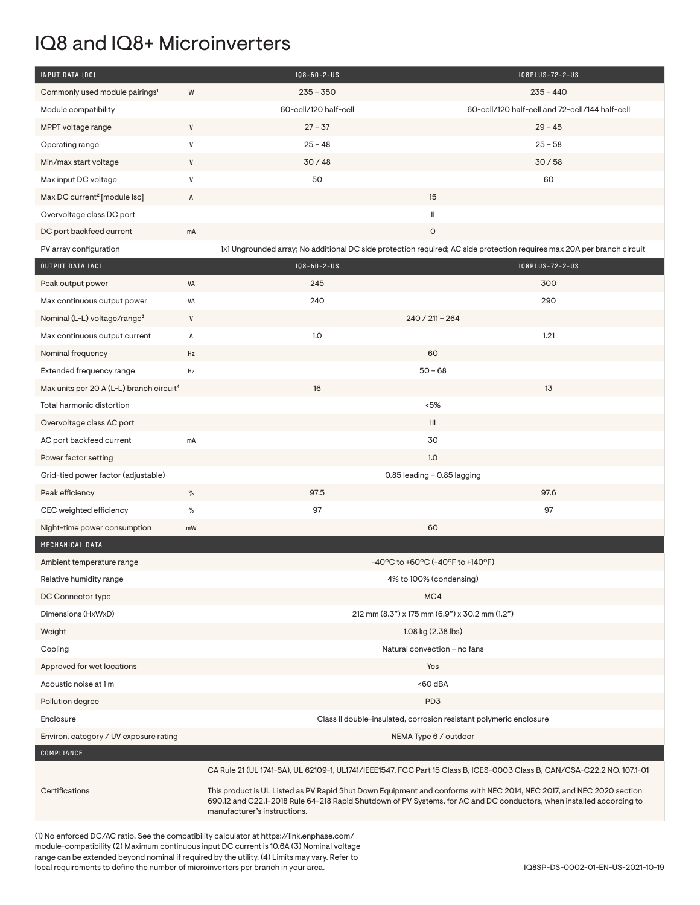# IQ8 and IQ8+ Microinverters

| INPUT DATA (DC) | | IQ8-60-2-US | IQ8PLUS-72-2-US |
|---|---|---|---|
| Commonly used module pairings[1] | W | 235 – 350 | 235 – 440 |
| Module compatibility | | 60-cell/120 half-cell | 60-cell/120 half-cell and 72-cell/144 half-cell |
| MPPT voltage range | V | 27 – 37 | 29 – 45 |
| Operating range | V | 25 – 48 | 25 – 58 |
| Min/max start voltage | V | 30 / 48 | 30 / 58 |
| Max input DC voltage | V | 50 | 60 |
| Max DC current[2] [module Isc] | A | 15 | |
| Overvoltage class DC port | | II | |
| DC port backfeed current | mA | 0 | |
| PV array configuration | | 1x1 Ungrounded array; No additional DC side protection required; AC side protection requires max 20A per branch circuit | |
| **OUTPUT DATA (AC)** | | **IQ8-60-2-US** | **IQ8PLUS-72-2-US** |
| Peak output power | VA | 245 | 300 |
| Max continuous output power | VA | 240 | 290 |
| Nominal (L-L) voltage/range[3] | V | 240 / 211 – 264 | |
| Max continuous output current | A | 1.0 | 1.21 |
| Nominal frequency | Hz | 60 | |
| Extended frequency range | Hz | 50 – 68 | |
| Max units per 20 A (L-L) branch circuit[4] | | 16 | 13 |
| Total harmonic distortion | | <5% | |
| Overvoltage class AC port | | III | |
| AC port backfeed current | mA | 30 | |
| Power factor setting | | 1.0 | |
| Grid-tied power factor (adjustable) | | 0.85 leading – 0.85 lagging | |
| Peak efficiency | % | 97.5 | 97.6 |
| CEC weighted efficiency | % | 97 | 97 |
| Night-time power consumption | mW | 60 | |
| **MECHANICAL DATA** | | | |
| Ambient temperature range | | -40ºC to +60ºC (-40ºF to +140ºF) | |
| Relative humidity range | | 4% to 100% (condensing) | |
| DC Connector type | | MC4 | |
| Dimensions (HxWxD) | | 212 mm (8.3”) x 175 mm (6.9”) x 30.2 mm (1.2”) | |
| Weight | | 1.08 kg (2.38 lbs) | |
| Cooling | | Natural convection – no fans | |
| Approved for wet locations | | Yes | |
| Acoustic noise at 1 m | | <60 dBA | |
| Pollution degree | | PD3 | |
| Enclosure | | Class II double-insulated, corrosion resistant polymeric enclosure | |
| Environ. category / UV exposure rating | | NEMA Type 6 / outdoor | |
| **COMPLIANCE** | | | |
| Certifications | | CA Rule 21 (UL 1741-SA), UL 62109-1, UL1741/IEEE1547, FCC Part 15 Class B, ICES-0003 Class B, CAN/CSA-C22.2 NO. 107.1-01<br><br>This product is UL Listed as PV Rapid Shut Down Equipment and conforms with NEC 2014, NEC 2017, and NEC 2020 section 690.12 and C22.1-2018 Rule 64-218 Rapid Shutdown of PV Systems, for AC and DC conductors, when installed according to manufacturer's instructions. | |

(1) No enforced DC/AC ratio. See the compatibility calculator at https://link.enphase.com/module-compatibility (2) Maximum continuous input DC current is 10.6A (3) Nominal voltage range can be extended beyond nominal if required by the utility. (4) Limits may vary. Refer to local requirements to define the number of microinverters per branch in your area.

IQ8SP-DS-0002-01-EN-US-2021-10-19